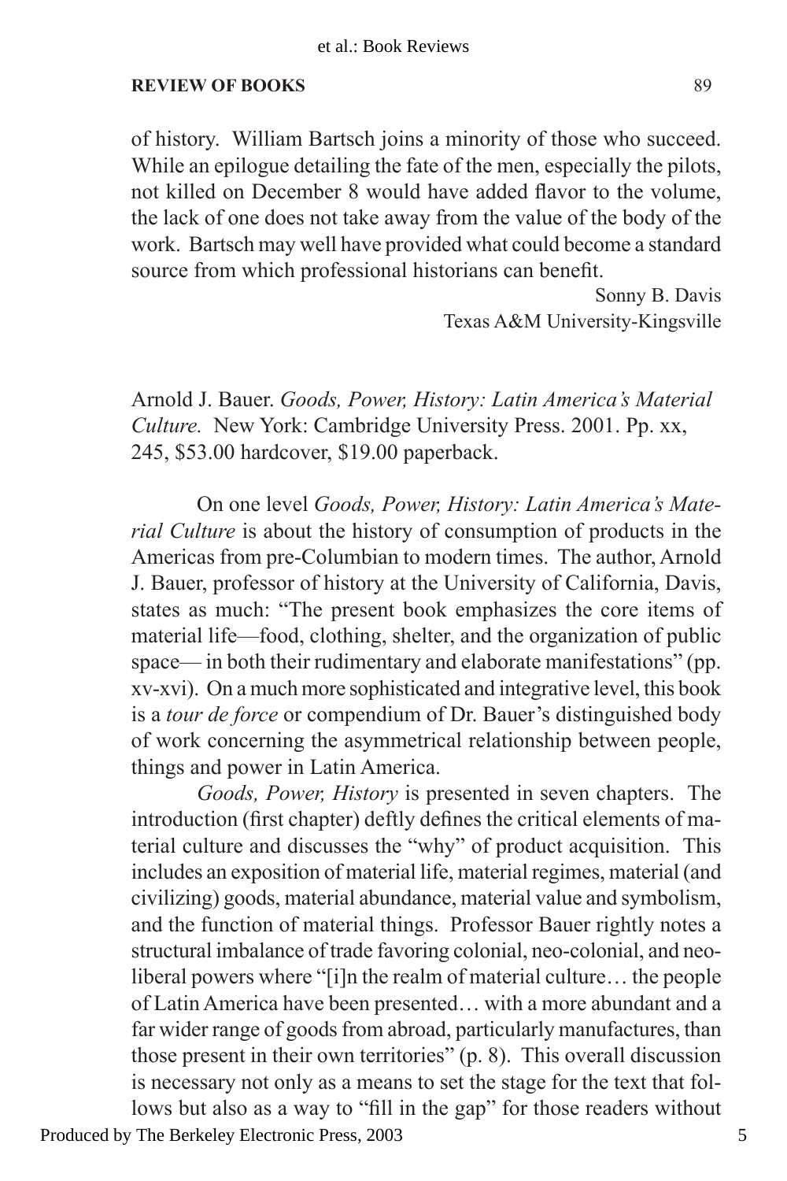of history. William Bartsch joins a minority of those who succeed. While an epilogue detailing the fate of the men, especially the pilots, not killed on December 8 would have added flavor to the volume, the lack of one does not take away from the value of the body of the work. Bartsch may well have provided what could become a standard source from which professional historians can benefit.

Sonny B. Davis
Texas A&M University-Kingsville

Arnold J. Bauer. *Goods, Power, History: Latin America's Material Culture.* New York: Cambridge University Press. 2001. Pp. xx, 245, $53.00 hardcover, $19.00 paperback.

On one level *Goods, Power, History: Latin America's Material Culture* is about the history of consumption of products in the Americas from pre-Columbian to modern times. The author, Arnold J. Bauer, professor of history at the University of California, Davis, states as much: "The present book emphasizes the core items of material life—food, clothing, shelter, and the organization of public space— in both their rudimentary and elaborate manifestations" (pp. xv-xvi). On a much more sophisticated and integrative level, this book is a *tour de force* or compendium of Dr. Bauer's distinguished body of work concerning the asymmetrical relationship between people, things and power in Latin America.

*Goods, Power, History* is presented in seven chapters. The introduction (first chapter) deftly defines the critical elements of material culture and discusses the "why" of product acquisition. This includes an exposition of material life, material regimes, material (and civilizing) goods, material abundance, material value and symbolism, and the function of material things. Professor Bauer rightly notes a structural imbalance of trade favoring colonial, neo-colonial, and neoliberal powers where "[i]n the realm of material culture… the people of Latin America have been presented… with a more abundant and a far wider range of goods from abroad, particularly manufactures, than those present in their own territories" (p. 8). This overall discussion is necessary not only as a means to set the stage for the text that follows but also as a way to "fill in the gap" for those readers without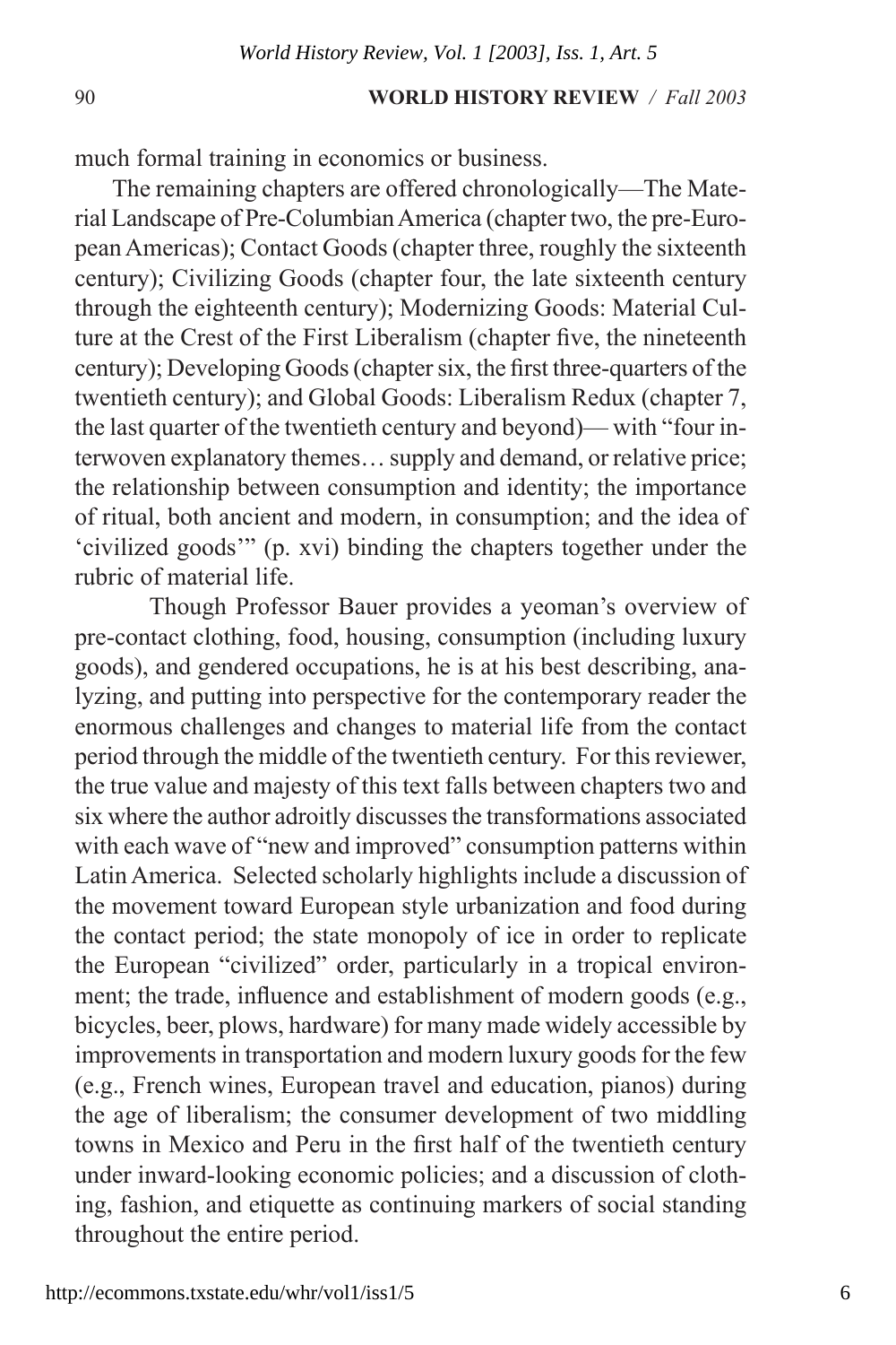much formal training in economics or business.

The remaining chapters are offered chronologically—The Material Landscape of Pre-Columbian America (chapter two, the pre-European Americas); Contact Goods (chapter three, roughly the sixteenth century); Civilizing Goods (chapter four, the late sixteenth century through the eighteenth century); Modernizing Goods: Material Culture at the Crest of the First Liberalism (chapter five, the nineteenth century); Developing Goods (chapter six, the first three-quarters of the twentieth century); and Global Goods: Liberalism Redux (chapter 7, the last quarter of the twentieth century and beyond)— with "four interwoven explanatory themes… supply and demand, or relative price; the relationship between consumption and identity; the importance of ritual, both ancient and modern, in consumption; and the idea of 'civilized goods'" (p. xvi) binding the chapters together under the rubric of material life.

Though Professor Bauer provides a yeoman's overview of pre-contact clothing, food, housing, consumption (including luxury goods), and gendered occupations, he is at his best describing, analyzing, and putting into perspective for the contemporary reader the enormous challenges and changes to material life from the contact period through the middle of the twentieth century. For this reviewer, the true value and majesty of this text falls between chapters two and six where the author adroitly discusses the transformations associated with each wave of "new and improved" consumption patterns within Latin America. Selected scholarly highlights include a discussion of the movement toward European style urbanization and food during the contact period; the state monopoly of ice in order to replicate the European "civilized" order, particularly in a tropical environment; the trade, influence and establishment of modern goods (e.g., bicycles, beer, plows, hardware) for many made widely accessible by improvements in transportation and modern luxury goods for the few (e.g., French wines, European travel and education, pianos) during the age of liberalism; the consumer development of two middling towns in Mexico and Peru in the first half of the twentieth century under inward-looking economic policies; and a discussion of clothing, fashion, and etiquette as continuing markers of social standing throughout the entire period.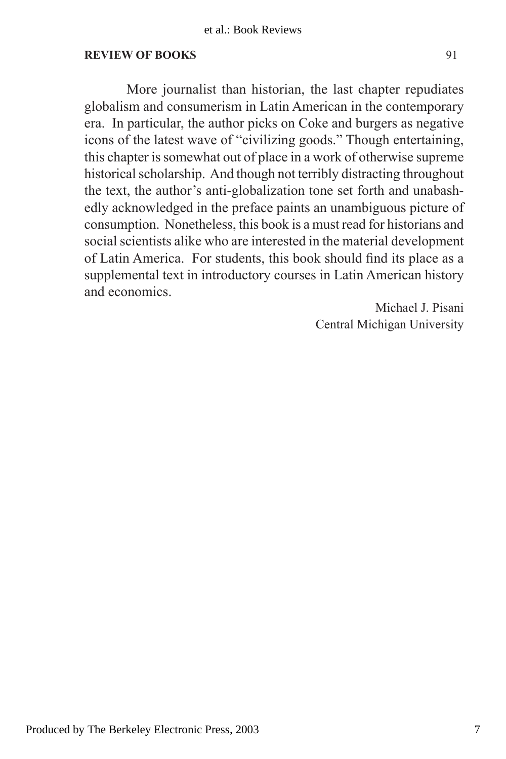More journalist than historian, the last chapter repudiates globalism and consumerism in Latin American in the contemporary era. In particular, the author picks on Coke and burgers as negative icons of the latest wave of "civilizing goods." Though entertaining, this chapter is somewhat out of place in a work of otherwise supreme historical scholarship. And though not terribly distracting throughout the text, the author's anti-globalization tone set forth and unabashedly acknowledged in the preface paints an unambiguous picture of consumption. Nonetheless, this book is a must read for historians and social scientists alike who are interested in the material development of Latin America. For students, this book should find its place as a supplemental text in introductory courses in Latin American history and economics.

Michael J. Pisani
Central Michigan University